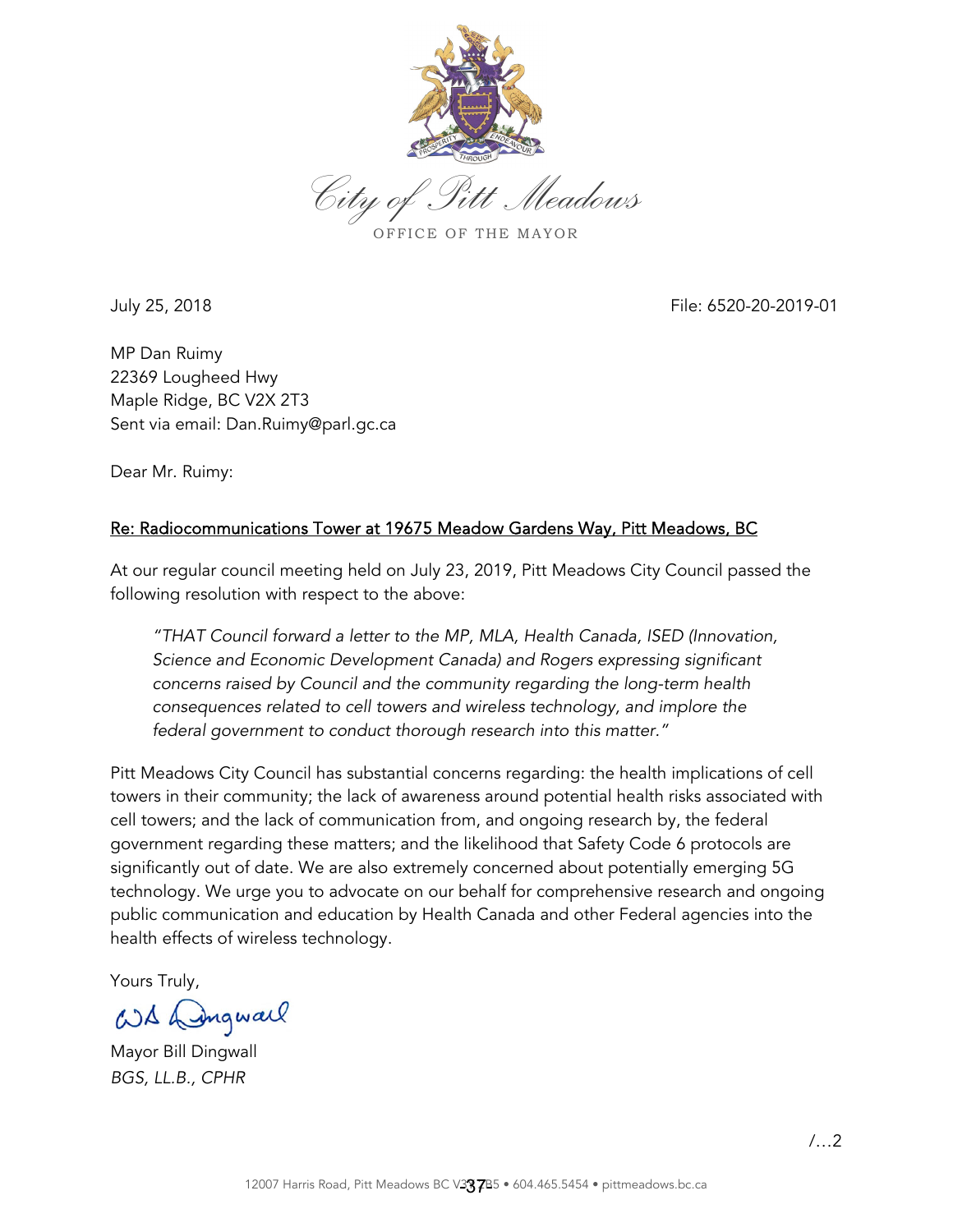City of Pitt Meadows

OFFICE OF THE MAYOR

July 25, 2018 File: 6520-20-2019-01

MP Dan Ruimy
22369 Lougheed Hwy
Maple Ridge, BC V2X 2T3
Sent via email: Dan.Ruimy@parl.gc.ca

Dear Mr. Ruimy:

<u>Re: Radiocommunications Tower at 19675 Meadow Gardens Way, Pitt Meadows, BC</u>

At our regular council meeting held on July 23, 2019, Pitt Meadows City Council passed the following resolution with respect to the above:

> *"THAT Council forward a letter to the MP, MLA, Health Canada, ISED (Innovation, Science and Economic Development Canada) and Rogers expressing significant concerns raised by Council and the community regarding the long-term health consequences related to cell towers and wireless technology, and implore the federal government to conduct thorough research into this matter."*

Pitt Meadows City Council has substantial concerns regarding: the health implications of cell towers in their community; the lack of awareness around potential health risks associated with cell towers; and the lack of communication from, and ongoing research by, the federal government regarding these matters; and the likelihood that Safety Code 6 protocols are significantly out of date. We are also extremely concerned about potentially emerging 5G technology. We urge you to advocate on our behalf for comprehensive research and ongoing public communication and education by Health Canada and other Federal agencies into the health effects of wireless technology.

Yours Truly,

Mayor Bill Dingwall
*BGS, LL.B., CPHR*

/…2

12007 Harris Road, Pitt Meadows BC V3Y 2B5 • 604.465.5454 • pittmeadows.bc.ca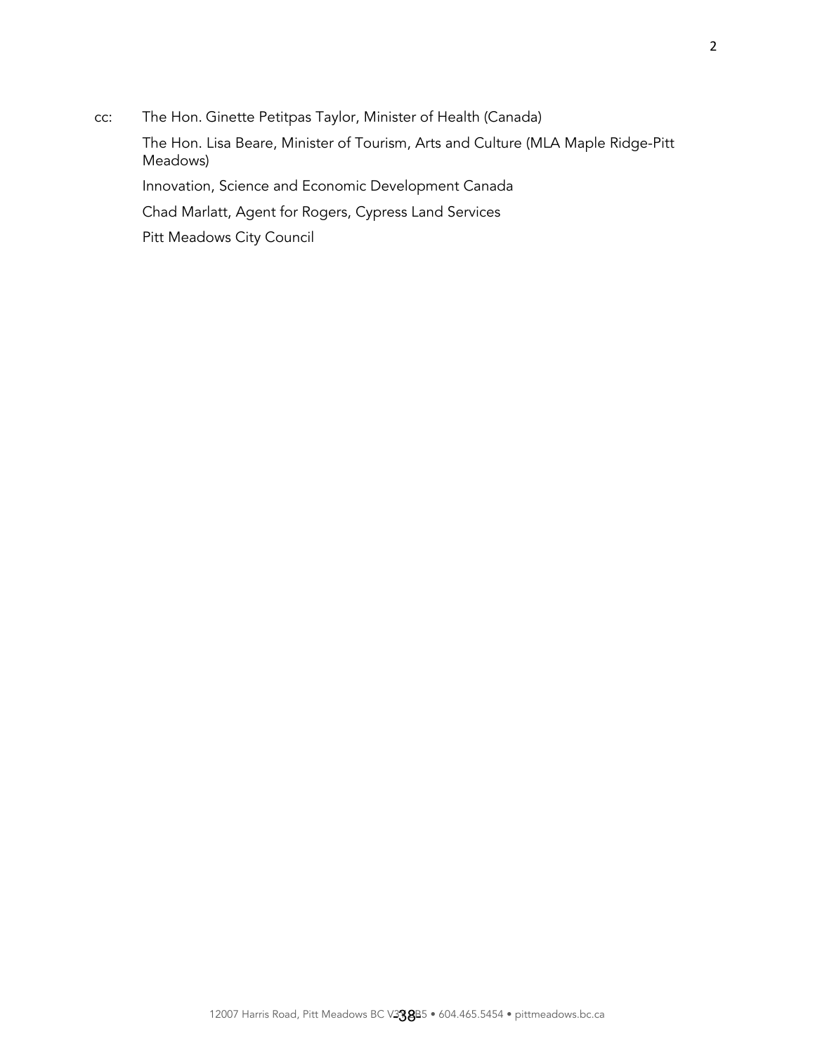cc: The Hon. Ginette Petitpas Taylor, Minister of Health (Canada)

The Hon. Lisa Beare, Minister of Tourism, Arts and Culture (MLA Maple Ridge-Pitt Meadows)

Innovation, Science and Economic Development Canada

Chad Marlatt, Agent for Rogers, Cypress Land Services

Pitt Meadows City Council